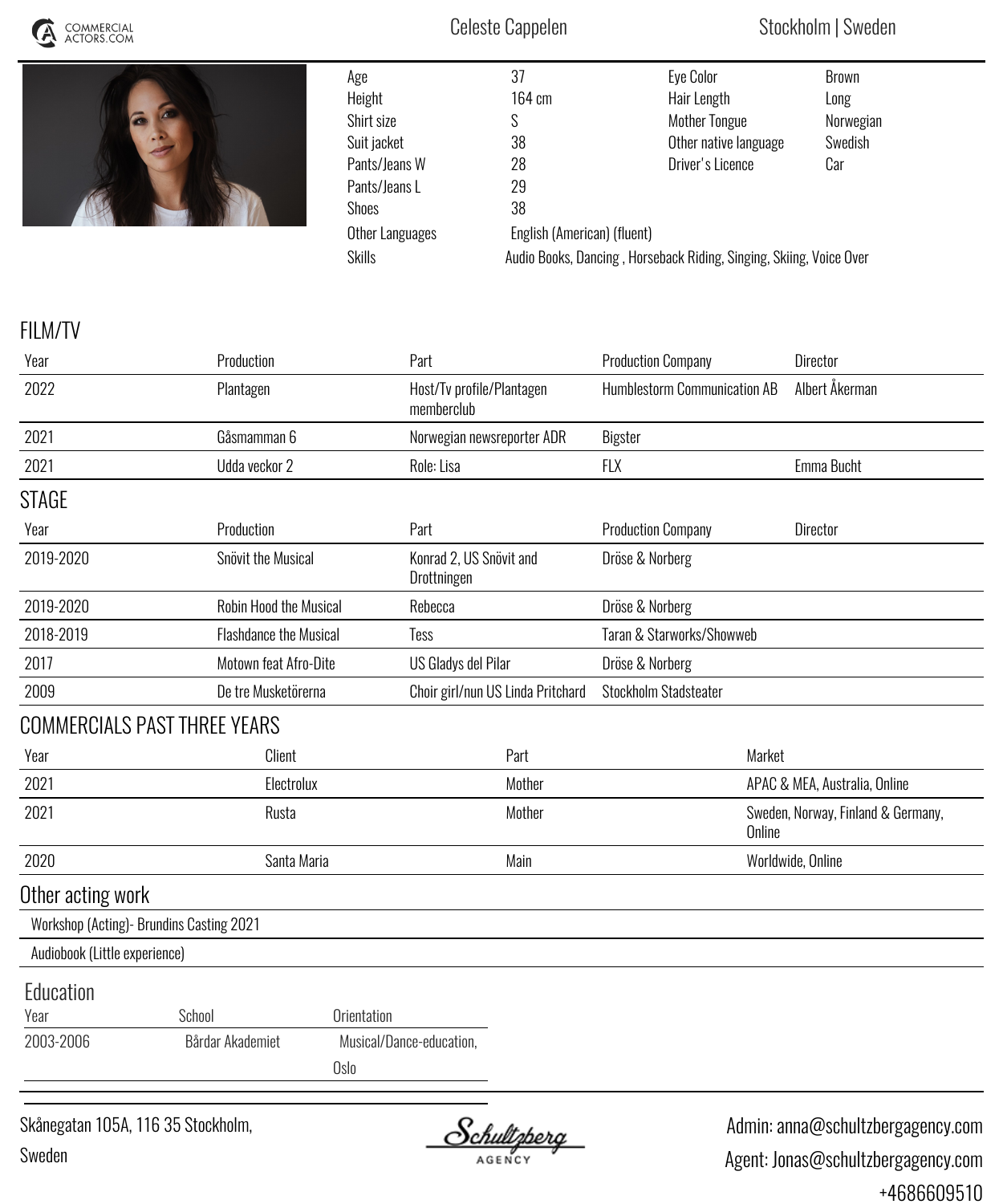COMMERCIAL ACTORS.COM

# Celeste Cappelen

Stockholm | Sweden

| | | | |
|---|---|---|---|
| Age | 37 | Eye Color | Brown |
| Height | 164 cm | Hair Length | Long |
| Shirt size | S | Mother Tongue | Norwegian |
| Suit jacket | 38 | Other native language | Swedish |
| Pants/Jeans W | 28 | Driver's Licence | Car |
| Pants/Jeans L | 29 | | |
| Shoes | 38 | | |
| Other Languages | English (American) (fluent) | | |
| Skills | Audio Books, Dancing , Horseback Riding, Singing, Skiing, Voice Over | | |

## FILM/TV

| Year | Production | Part | Production Company | Director |
|---|---|---|---|---|
| 2022 | Plantagen | Host/Tv profile/Plantagen memberclub | Humblestorm Communication AB | Albert Åkerman |
| 2021 | Gåsmamman 6 | Norwegian newsreporter ADR | Bigster | |
| 2021 | Udda veckor 2 | Role: Lisa | FLX | Emma Bucht |

## STAGE

| Year | Production | Part | Production Company | Director |
|---|---|---|---|---|
| 2019-2020 | Snövit the Musical | Konrad 2, US Snövit and Drottningen | Dröse & Norberg | |
| 2019-2020 | Robin Hood the Musical | Rebecca | Dröse & Norberg | |
| 2018-2019 | Flashdance the Musical | Tess | Taran & Starworks/Showweb | |
| 2017 | Motown feat Afro-Dite | US Gladys del Pilar | Dröse & Norberg | |
| 2009 | De tre Musketörerna | Choir girl/nun US Linda Pritchard | Stockholm Stadsteater | |

## COMMERCIALS PAST THREE YEARS

| Year | Client | Part | Market |
|---|---|---|---|
| 2021 | Electrolux | Mother | APAC & MEA, Australia, Online |
| 2021 | Rusta | Mother | Sweden, Norway, Finland & Germany, Online |
| 2020 | Santa Maria | Main | Worldwide, Online |

## Other acting work

- Workshop (Acting)- Brundins Casting 2021
- Audiobook (Little experience)

## Education

| Year | School | Orientation |
|---|---|---|
| 2003-2006 | Bårdar Akademiet | Musical/Dance-education, Oslo |

Skånegatan 105A, 116 35 Stockholm, Sweden

Schultzberg AGENCY

Admin: anna@schultzbergagency.com
Agent: Jonas@schultzbergagency.com
+4686609510